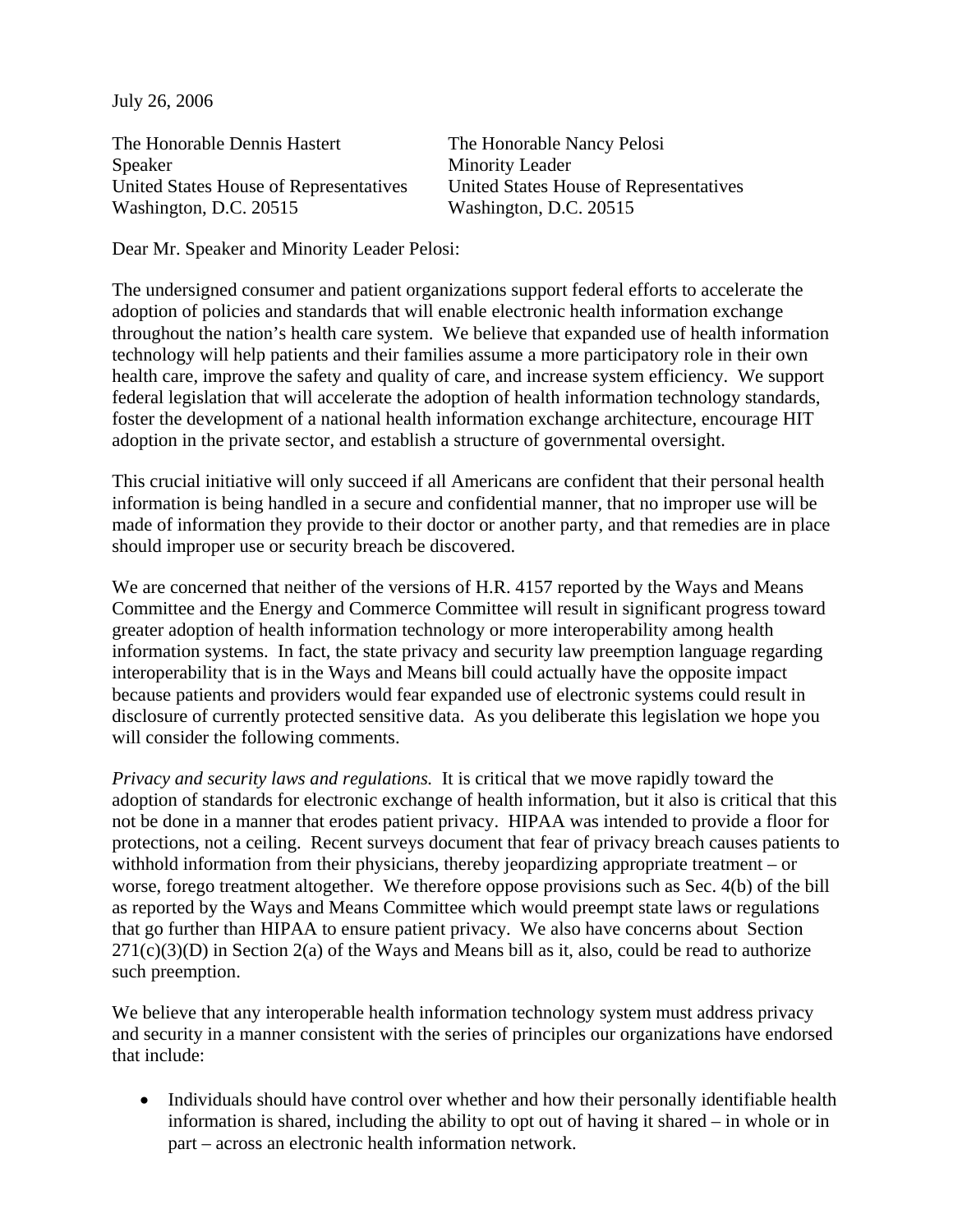July 26, 2006

The Honorable Dennis Hastert
Speaker
United States House of Representatives
Washington, D.C. 20515

The Honorable Nancy Pelosi
Minority Leader
United States House of Representatives
Washington, D.C. 20515

Dear Mr. Speaker and Minority Leader Pelosi:

The undersigned consumer and patient organizations support federal efforts to accelerate the adoption of policies and standards that will enable electronic health information exchange throughout the nation's health care system. We believe that expanded use of health information technology will help patients and their families assume a more participatory role in their own health care, improve the safety and quality of care, and increase system efficiency. We support federal legislation that will accelerate the adoption of health information technology standards, foster the development of a national health information exchange architecture, encourage HIT adoption in the private sector, and establish a structure of governmental oversight.

This crucial initiative will only succeed if all Americans are confident that their personal health information is being handled in a secure and confidential manner, that no improper use will be made of information they provide to their doctor or another party, and that remedies are in place should improper use or security breach be discovered.

We are concerned that neither of the versions of H.R. 4157 reported by the Ways and Means Committee and the Energy and Commerce Committee will result in significant progress toward greater adoption of health information technology or more interoperability among health information systems. In fact, the state privacy and security law preemption language regarding interoperability that is in the Ways and Means bill could actually have the opposite impact because patients and providers would fear expanded use of electronic systems could result in disclosure of currently protected sensitive data. As you deliberate this legislation we hope you will consider the following comments.

*Privacy and security laws and regulations.* It is critical that we move rapidly toward the adoption of standards for electronic exchange of health information, but it also is critical that this not be done in a manner that erodes patient privacy. HIPAA was intended to provide a floor for protections, not a ceiling. Recent surveys document that fear of privacy breach causes patients to withhold information from their physicians, thereby jeopardizing appropriate treatment – or worse, forego treatment altogether. We therefore oppose provisions such as Sec. 4(b) of the bill as reported by the Ways and Means Committee which would preempt state laws or regulations that go further than HIPAA to ensure patient privacy. We also have concerns about Section 271(c)(3)(D) in Section 2(a) of the Ways and Means bill as it, also, could be read to authorize such preemption.

We believe that any interoperable health information technology system must address privacy and security in a manner consistent with the series of principles our organizations have endorsed that include:

- Individuals should have control over whether and how their personally identifiable health information is shared, including the ability to opt out of having it shared – in whole or in part – across an electronic health information network.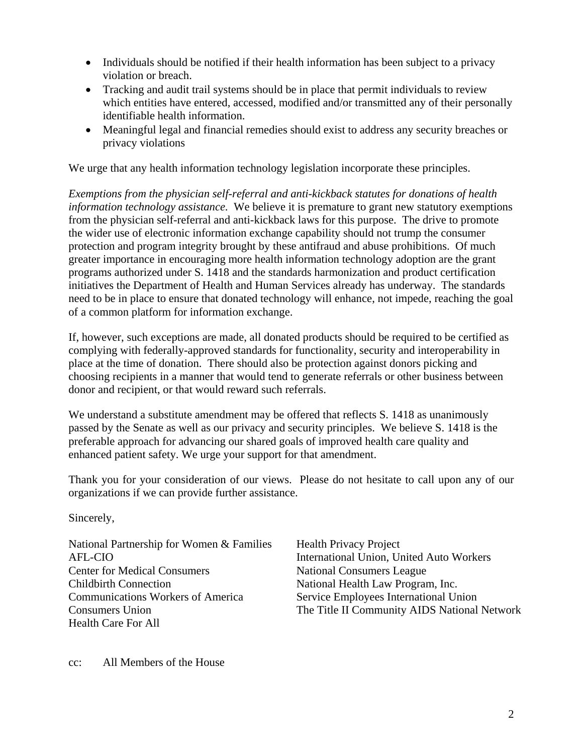- Individuals should be notified if their health information has been subject to a privacy violation or breach.
- Tracking and audit trail systems should be in place that permit individuals to review which entities have entered, accessed, modified and/or transmitted any of their personally identifiable health information.
- Meaningful legal and financial remedies should exist to address any security breaches or privacy violations

We urge that any health information technology legislation incorporate these principles.

*Exemptions from the physician self-referral and anti-kickback statutes for donations of health information technology assistance.* We believe it is premature to grant new statutory exemptions from the physician self-referral and anti-kickback laws for this purpose. The drive to promote the wider use of electronic information exchange capability should not trump the consumer protection and program integrity brought by these antifraud and abuse prohibitions. Of much greater importance in encouraging more health information technology adoption are the grant programs authorized under S. 1418 and the standards harmonization and product certification initiatives the Department of Health and Human Services already has underway. The standards need to be in place to ensure that donated technology will enhance, not impede, reaching the goal of a common platform for information exchange.

If, however, such exceptions are made, all donated products should be required to be certified as complying with federally-approved standards for functionality, security and interoperability in place at the time of donation. There should also be protection against donors picking and choosing recipients in a manner that would tend to generate referrals or other business between donor and recipient, or that would reward such referrals.

We understand a substitute amendment may be offered that reflects S. 1418 as unanimously passed by the Senate as well as our privacy and security principles. We believe S. 1418 is the preferable approach for advancing our shared goals of improved health care quality and enhanced patient safety. We urge your support for that amendment.

Thank you for your consideration of our views. Please do not hesitate to call upon any of our organizations if we can provide further assistance.

Sincerely,

National Partnership for Women & Families
AFL-CIO
Center for Medical Consumers
Childbirth Connection
Communications Workers of America
Consumers Union
Health Care For All
Health Privacy Project
International Union, United Auto Workers
National Consumers League
National Health Law Program, Inc.
Service Employees International Union
The Title II Community AIDS National Network

cc: All Members of the House